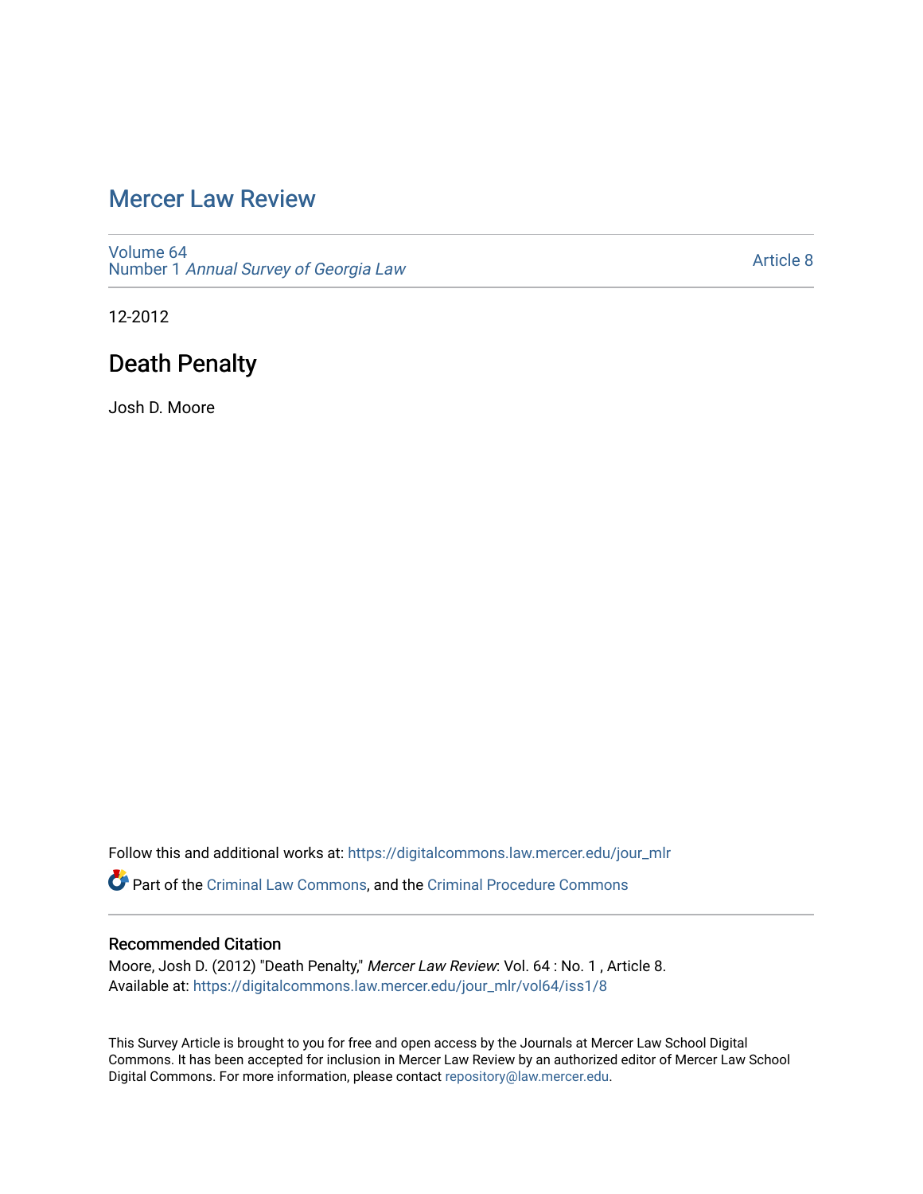# Mercer Law Review

Volume 64
Number 1 *Annual Survey of Georgia Law*

Article 8

12-2012

## Death Penalty

Josh D. Moore

Follow this and additional works at: https://digitalcommons.law.mercer.edu/jour_mlr

Part of the Criminal Law Commons, and the Criminal Procedure Commons

### Recommended Citation

Moore, Josh D. (2012) "Death Penalty," *Mercer Law Review*: Vol. 64 : No. 1 , Article 8.
Available at: https://digitalcommons.law.mercer.edu/jour_mlr/vol64/iss1/8

This Survey Article is brought to you for free and open access by the Journals at Mercer Law School Digital Commons. It has been accepted for inclusion in Mercer Law Review by an authorized editor of Mercer Law School Digital Commons. For more information, please contact repository@law.mercer.edu.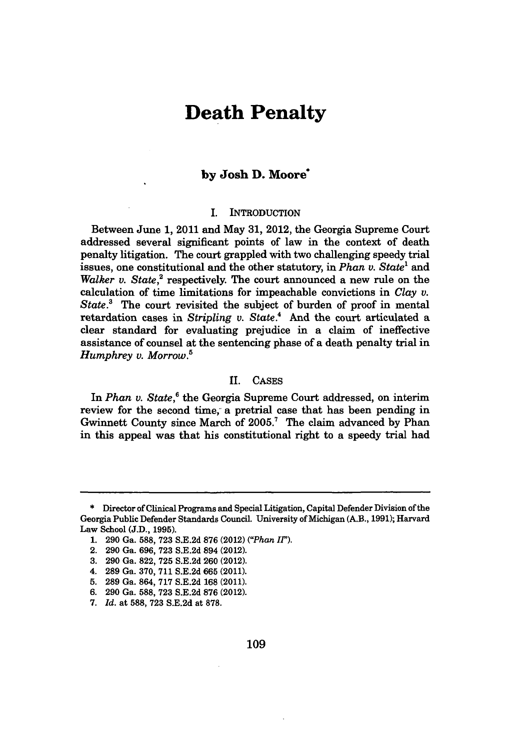# Death Penalty

### by Josh D. Moore*

## I. INTRODUCTION

Between June 1, 2011 and May 31, 2012, the Georgia Supreme Court addressed several significant points of law in the context of death penalty litigation. The court grappled with two challenging speedy trial issues, one constitutional and the other statutory, in *Phan v. State*[1] and *Walker v. State*,[2] respectively. The court announced a new rule on the calculation of time limitations for impeachable convictions in *Clay v. State*.[3] The court revisited the subject of burden of proof in mental retardation cases in *Stripling v. State*.[4] And the court articulated a clear standard for evaluating prejudice in a claim of ineffective assistance of counsel at the sentencing phase of a death penalty trial in *Humphrey v. Morrow*.[5]

## II. CASES

In *Phan v. State*,[6] the Georgia Supreme Court addressed, on interim review for the second time, a pretrial case that has been pending in Gwinnett County since March of 2005.[7] The claim advanced by Phan in this appeal was that his constitutional right to a speedy trial had

---

\* Director of Clinical Programs and Special Litigation, Capital Defender Division of the Georgia Public Defender Standards Council. University of Michigan (A.B., 1991); Harvard Law School (J.D., 1995).

1. 290 Ga. 588, 723 S.E.2d 876 (2012) ("*Phan II*").
2. 290 Ga. 696, 723 S.E.2d 894 (2012).
3. 290 Ga. 822, 725 S.E.2d 260 (2012).
4. 289 Ga. 370, 711 S.E.2d 665 (2011).
5. 289 Ga. 864, 717 S.E.2d 168 (2011).
6. 290 Ga. 588, 723 S.E.2d 876 (2012).
7. *Id.* at 588, 723 S.E.2d at 878.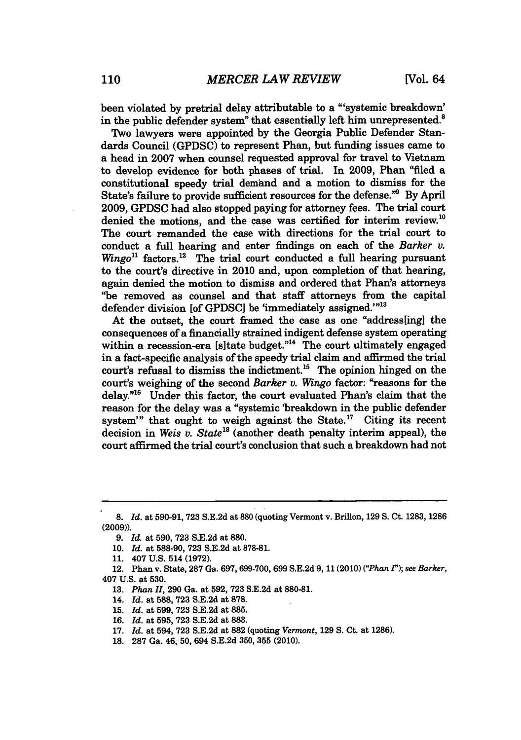been violated by pretrial delay attributable to a "'systemic breakdown' in the public defender system" that essentially left him unrepresented.[8]

Two lawyers were appointed by the Georgia Public Defender Standards Council (GPDSC) to represent Phan, but funding issues came to a head in 2007 when counsel requested approval for travel to Vietnam to develop evidence for both phases of trial. In 2009, Phan "filed a constitutional speedy trial demand and a motion to dismiss for the State's failure to provide sufficient resources for the defense."[9] By April 2009, GPDSC had also stopped paying for attorney fees. The trial court denied the motions, and the case was certified for interim review.[10] The court remanded the case with directions for the trial court to conduct a full hearing and enter findings on each of the *Barker v. Wingo*[11] factors.[12] The trial court conducted a full hearing pursuant to the court's directive in 2010 and, upon completion of that hearing, again denied the motion to dismiss and ordered that Phan's attorneys "be removed as counsel and that staff attorneys from the capital defender division [of GPDSC] be 'immediately assigned.'"[13]

At the outset, the court framed the case as one "address[ing] the consequences of a financially strained indigent defense system operating within a recession-era [s]tate budget."[14] The court ultimately engaged in a fact-specific analysis of the speedy trial claim and affirmed the trial court's refusal to dismiss the indictment.[15] The opinion hinged on the court's weighing of the second *Barker v. Wingo* factor: "reasons for the delay."[16] Under this factor, the court evaluated Phan's claim that the reason for the delay was a "systemic 'breakdown in the public defender system'" that ought to weigh against the State.[17] Citing its recent decision in *Weis v. State*[18] (another death penalty interim appeal), the court affirmed the trial court's conclusion that such a breakdown had not

---

8. *Id.* at 590-91, 723 S.E.2d at 880 (quoting Vermont v. Brillon, 129 S. Ct. 1283, 1286 (2009)).

9. *Id.* at 590, 723 S.E.2d at 880.

10. *Id.* at 588-90, 723 S.E.2d at 878-81.

11. 407 U.S. 514 (1972).

12. Phan v. State, 287 Ga. 697, 699-700, 699 S.E.2d 9, 11 (2010) (*"Phan I"*); *see Barker*, 407 U.S. at 530.

13. *Phan II*, 290 Ga. at 592, 723 S.E.2d at 880-81.

14. *Id.* at 588, 723 S.E.2d at 878.

15. *Id.* at 599, 723 S.E.2d at 885.

16. *Id.* at 595, 723 S.E.2d at 883.

17. *Id.* at 594, 723 S.E.2d at 882 (quoting *Vermont*, 129 S. Ct. at 1286).

18. 287 Ga. 46, 50, 694 S.E.2d 350, 355 (2010).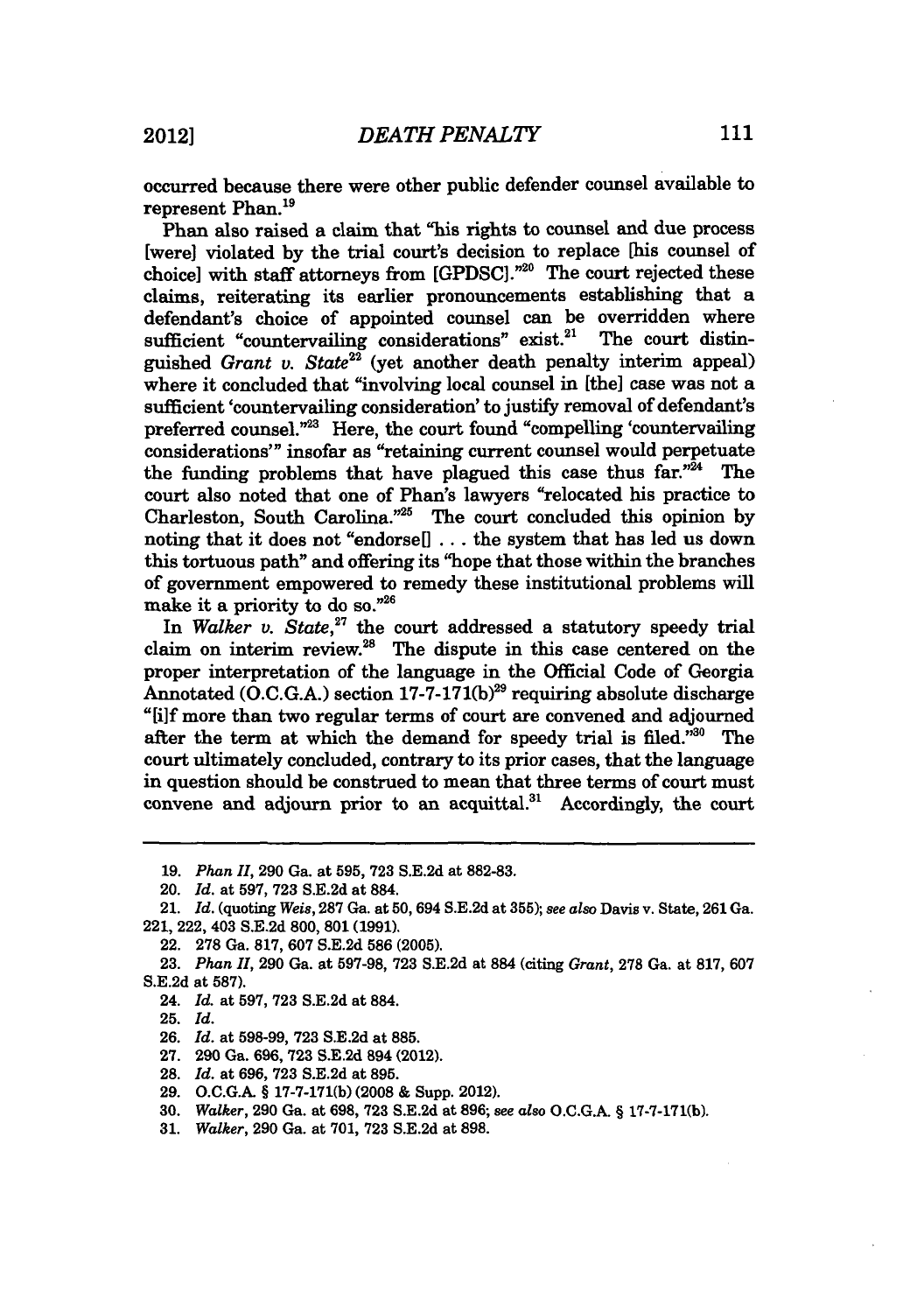occurred because there were other public defender counsel available to represent Phan.[19]

Phan also raised a claim that "his rights to counsel and due process [were] violated by the trial court's decision to replace [his counsel of choice] with staff attorneys from [GPDSC]."[20] The court rejected these claims, reiterating its earlier pronouncements establishing that a defendant's choice of appointed counsel can be overridden where sufficient "countervailing considerations" exist.[21] The court distinguished *Grant v. State*[22] (yet another death penalty interim appeal) where it concluded that "involving local counsel in [the] case was not a sufficient 'countervailing consideration' to justify removal of defendant's preferred counsel."[23] Here, the court found "compelling 'countervailing considerations'" insofar as "retaining current counsel would perpetuate the funding problems that have plagued this case thus far."[24] The court also noted that one of Phan's lawyers "relocated his practice to Charleston, South Carolina."[25] The court concluded this opinion by noting that it does not "endorse[] . . . the system that has led us down this tortuous path" and offering its "hope that those within the branches of government empowered to remedy these institutional problems will make it a priority to do so."[26]

In *Walker v. State*,[27] the court addressed a statutory speedy trial claim on interim review.[28] The dispute in this case centered on the proper interpretation of the language in the Official Code of Georgia Annotated (O.C.G.A.) section 17-7-171(b)[29] requiring absolute discharge "[i]f more than two regular terms of court are convened and adjourned after the term at which the demand for speedy trial is filed."[30] The court ultimately concluded, contrary to its prior cases, that the language in question should be construed to mean that three terms of court must convene and adjourn prior to an acquittal.[31] Accordingly, the court

19. *Phan II*, 290 Ga. at 595, 723 S.E.2d at 882-83.

20. *Id.* at 597, 723 S.E.2d at 884.

21. *Id.* (quoting *Weis*, 287 Ga. at 50, 694 S.E.2d at 355); *see also* Davis v. State, 261 Ga. 221, 222, 403 S.E.2d 800, 801 (1991).

22. 278 Ga. 817, 607 S.E.2d 586 (2005).

23. *Phan II*, 290 Ga. at 597-98, 723 S.E.2d at 884 (citing *Grant*, 278 Ga. at 817, 607 S.E.2d at 587).

24. *Id.* at 597, 723 S.E.2d at 884.

25. *Id.*

26. *Id.* at 598-99, 723 S.E.2d at 885.

27. 290 Ga. 696, 723 S.E.2d 894 (2012).

28. *Id.* at 696, 723 S.E.2d at 895.

29. O.C.G.A. § 17-7-171(b) (2008 & Supp. 2012).

30. *Walker*, 290 Ga. at 698, 723 S.E.2d at 896; *see also* O.C.G.A. § 17-7-171(b).

31. *Walker*, 290 Ga. at 701, 723 S.E.2d at 898.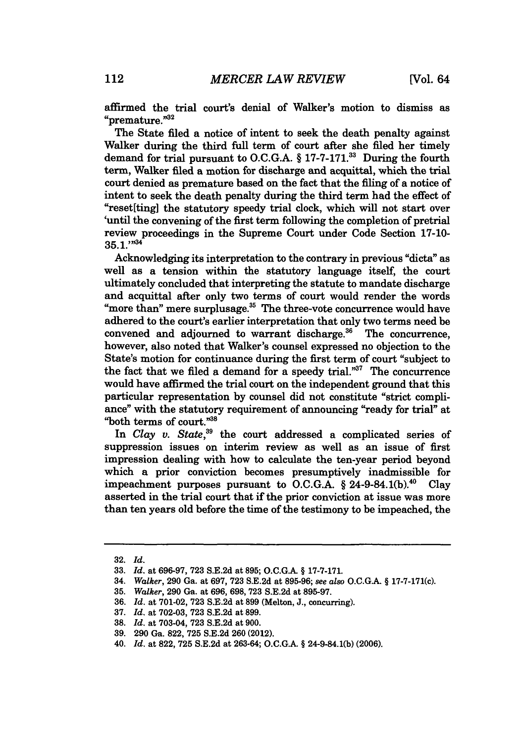affirmed the trial court's denial of Walker's motion to dismiss as "premature."[32]

The State filed a notice of intent to seek the death penalty against Walker during the third full term of court after she filed her timely demand for trial pursuant to O.C.G.A. § 17-7-171.[33] During the fourth term, Walker filed a motion for discharge and acquittal, which the trial court denied as premature based on the fact that the filing of a notice of intent to seek the death penalty during the third term had the effect of "reset[ting] the statutory speedy trial clock, which will not start over 'until the convening of the first term following the completion of pretrial review proceedings in the Supreme Court under Code Section 17-10-35.1.'"[34]

Acknowledging its interpretation to the contrary in previous "dicta" as well as a tension within the statutory language itself, the court ultimately concluded that interpreting the statute to mandate discharge and acquittal after only two terms of court would render the words "more than" mere surplusage.[35] The three-vote concurrence would have adhered to the court's earlier interpretation that only two terms need be convened and adjourned to warrant discharge.[36] The concurrence, however, also noted that Walker's counsel expressed no objection to the State's motion for continuance during the first term of court "subject to the fact that we filed a demand for a speedy trial."[37] The concurrence would have affirmed the trial court on the independent ground that this particular representation by counsel did not constitute "strict compliance" with the statutory requirement of announcing "ready for trial" at "both terms of court."[38]

In *Clay v. State*,[39] the court addressed a complicated series of suppression issues on interim review as well as an issue of first impression dealing with how to calculate the ten-year period beyond which a prior conviction becomes presumptively inadmissible for impeachment purposes pursuant to O.C.G.A. § 24-9-84.1(b).[40] Clay asserted in the trial court that if the prior conviction at issue was more than ten years old before the time of the testimony to be impeached, the

---

32. *Id.*
33. *Id.* at 696-97, 723 S.E.2d at 895; O.C.G.A. § 17-7-171.
34. *Walker*, 290 Ga. at 697, 723 S.E.2d at 895-96; *see also* O.C.G.A. § 17-7-171(c).
35. *Walker*, 290 Ga. at 696, 698, 723 S.E.2d at 895-97.
36. *Id.* at 701-02, 723 S.E.2d at 899 (Melton, J., concurring).
37. *Id.* at 702-03, 723 S.E.2d at 899.
38. *Id.* at 703-04, 723 S.E.2d at 900.
39. 290 Ga. 822, 725 S.E.2d 260 (2012).
40. *Id.* at 822, 725 S.E.2d at 263-64; O.C.G.A. § 24-9-84.1(b) (2006).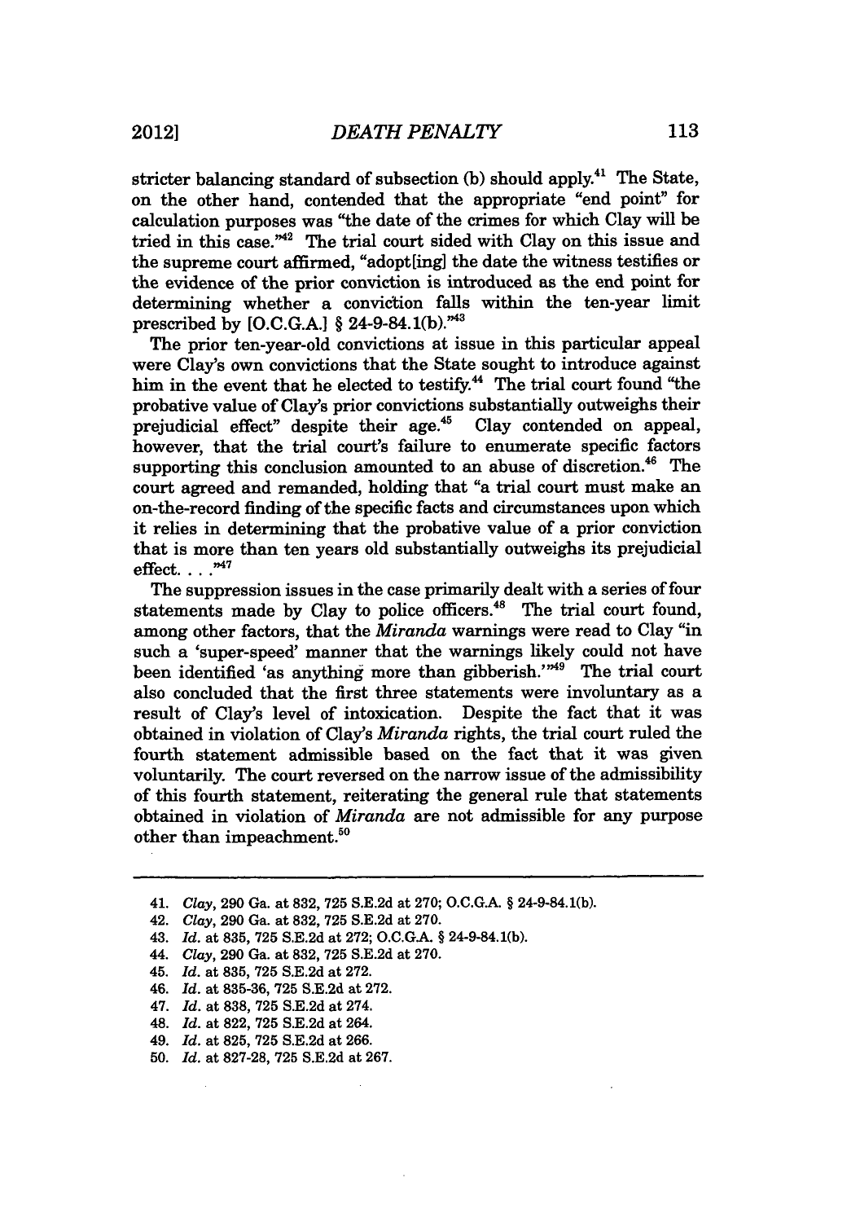stricter balancing standard of subsection (b) should apply.[41] The State, on the other hand, contended that the appropriate "end point" for calculation purposes was "the date of the crimes for which Clay will be tried in this case."[42] The trial court sided with Clay on this issue and the supreme court affirmed, "adopt[ing] the date the witness testifies or the evidence of the prior conviction is introduced as the end point for determining whether a conviction falls within the ten-year limit prescribed by [O.C.G.A.] § 24-9-84.1(b)."[43]

The prior ten-year-old convictions at issue in this particular appeal were Clay's own convictions that the State sought to introduce against him in the event that he elected to testify.[44] The trial court found "the probative value of Clay's prior convictions substantially outweighs their prejudicial effect" despite their age.[45] Clay contended on appeal, however, that the trial court's failure to enumerate specific factors supporting this conclusion amounted to an abuse of discretion.[46] The court agreed and remanded, holding that "a trial court must make an on-the-record finding of the specific facts and circumstances upon which it relies in determining that the probative value of a prior conviction that is more than ten years old substantially outweighs its prejudicial effect. . . ."[47]

The suppression issues in the case primarily dealt with a series of four statements made by Clay to police officers.[48] The trial court found, among other factors, that the *Miranda* warnings were read to Clay "in such a 'super-speed' manner that the warnings likely could not have been identified 'as anything more than gibberish.'"[49] The trial court also concluded that the first three statements were involuntary as a result of Clay's level of intoxication. Despite the fact that it was obtained in violation of Clay's *Miranda* rights, the trial court ruled the fourth statement admissible based on the fact that it was given voluntarily. The court reversed on the narrow issue of the admissibility of this fourth statement, reiterating the general rule that statements obtained in violation of *Miranda* are not admissible for any purpose other than impeachment.[50]

---

41. *Clay*, 290 Ga. at 832, 725 S.E.2d at 270; O.C.G.A. § 24-9-84.1(b).
42. *Clay*, 290 Ga. at 832, 725 S.E.2d at 270.
43. *Id.* at 835, 725 S.E.2d at 272; O.C.G.A. § 24-9-84.1(b).
44. *Clay*, 290 Ga. at 832, 725 S.E.2d at 270.
45. *Id.* at 835, 725 S.E.2d at 272.
46. *Id.* at 835-36, 725 S.E.2d at 272.
47. *Id.* at 838, 725 S.E.2d at 274.
48. *Id.* at 822, 725 S.E.2d at 264.
49. *Id.* at 825, 725 S.E.2d at 266.
50. *Id.* at 827-28, 725 S.E.2d at 267.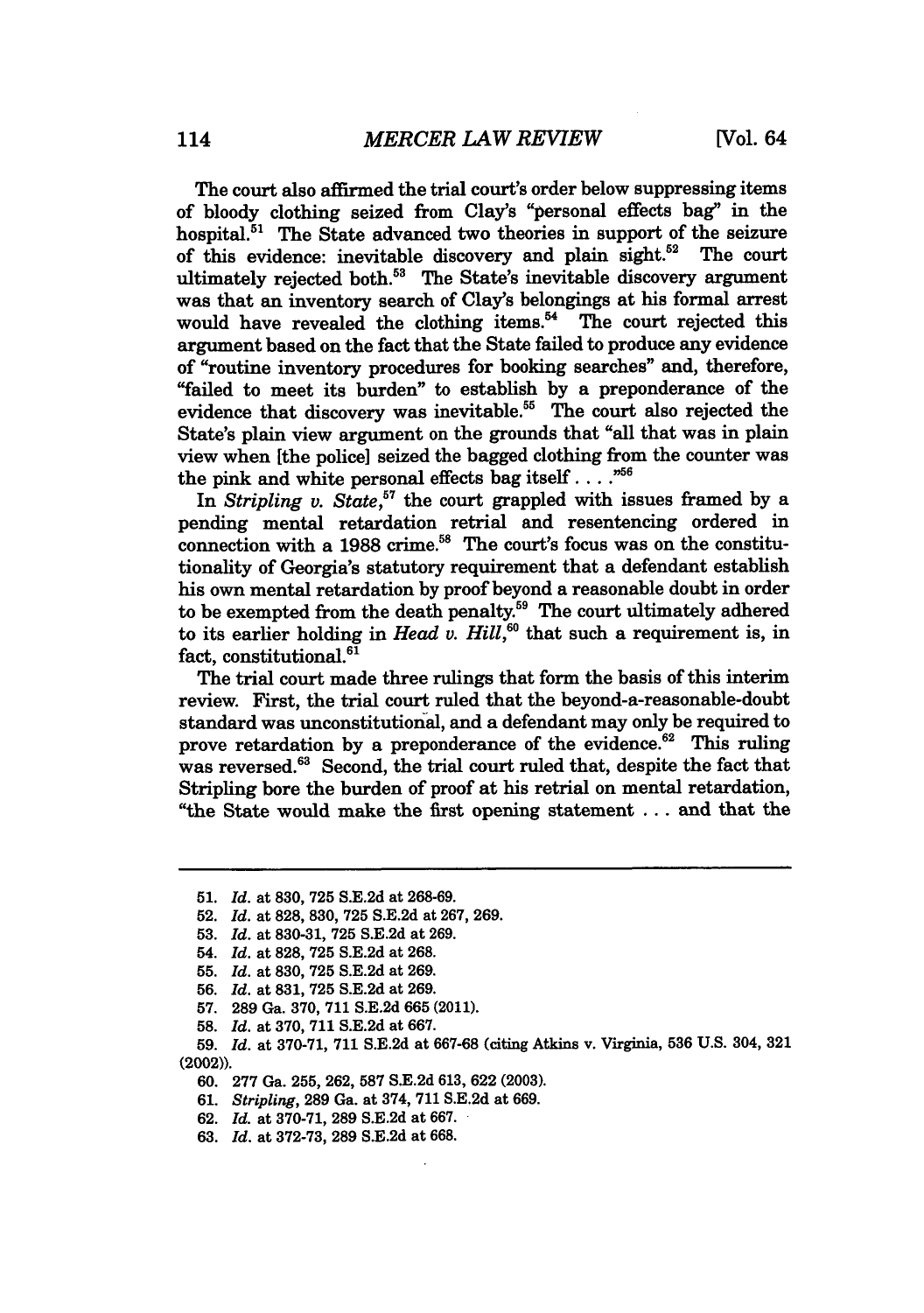The court also affirmed the trial court's order below suppressing items of bloody clothing seized from Clay's "personal effects bag" in the hospital.[51] The State advanced two theories in support of the seizure of this evidence: inevitable discovery and plain sight.[52] The court ultimately rejected both.[53] The State's inevitable discovery argument was that an inventory search of Clay's belongings at his formal arrest would have revealed the clothing items.[54] The court rejected this argument based on the fact that the State failed to produce any evidence of "routine inventory procedures for booking searches" and, therefore, "failed to meet its burden" to establish by a preponderance of the evidence that discovery was inevitable.[55] The court also rejected the State's plain view argument on the grounds that "all that was in plain view when [the police] seized the bagged clothing from the counter was the pink and white personal effects bag itself . . . ."[56]

In *Stripling v. State*,[57] the court grappled with issues framed by a pending mental retardation retrial and resentencing ordered in connection with a 1988 crime.[58] The court's focus was on the constitutionality of Georgia's statutory requirement that a defendant establish his own mental retardation by proof beyond a reasonable doubt in order to be exempted from the death penalty.[59] The court ultimately adhered to its earlier holding in *Head v. Hill*,[60] that such a requirement is, in fact, constitutional.[61]

The trial court made three rulings that form the basis of this interim review. First, the trial court ruled that the beyond-a-reasonable-doubt standard was unconstitutional, and a defendant may only be required to prove retardation by a preponderance of the evidence.[62] This ruling was reversed.[63] Second, the trial court ruled that, despite the fact that Stripling bore the burden of proof at his retrial on mental retardation, "the State would make the first opening statement . . . and that the

---

51. *Id.* at 830, 725 S.E.2d at 268-69.
52. *Id.* at 828, 830, 725 S.E.2d at 267, 269.
53. *Id.* at 830-31, 725 S.E.2d at 269.
54. *Id.* at 828, 725 S.E.2d at 268.
55. *Id.* at 830, 725 S.E.2d at 269.
56. *Id.* at 831, 725 S.E.2d at 269.
57. 289 Ga. 370, 711 S.E.2d 665 (2011).
58. *Id.* at 370, 711 S.E.2d at 667.
59. *Id.* at 370-71, 711 S.E.2d at 667-68 (citing Atkins v. Virginia, 536 U.S. 304, 321 (2002)).
60. 277 Ga. 255, 262, 587 S.E.2d 613, 622 (2003).
61. *Stripling*, 289 Ga. at 374, 711 S.E.2d at 669.
62. *Id.* at 370-71, 289 S.E.2d at 667.
63. *Id.* at 372-73, 289 S.E.2d at 668.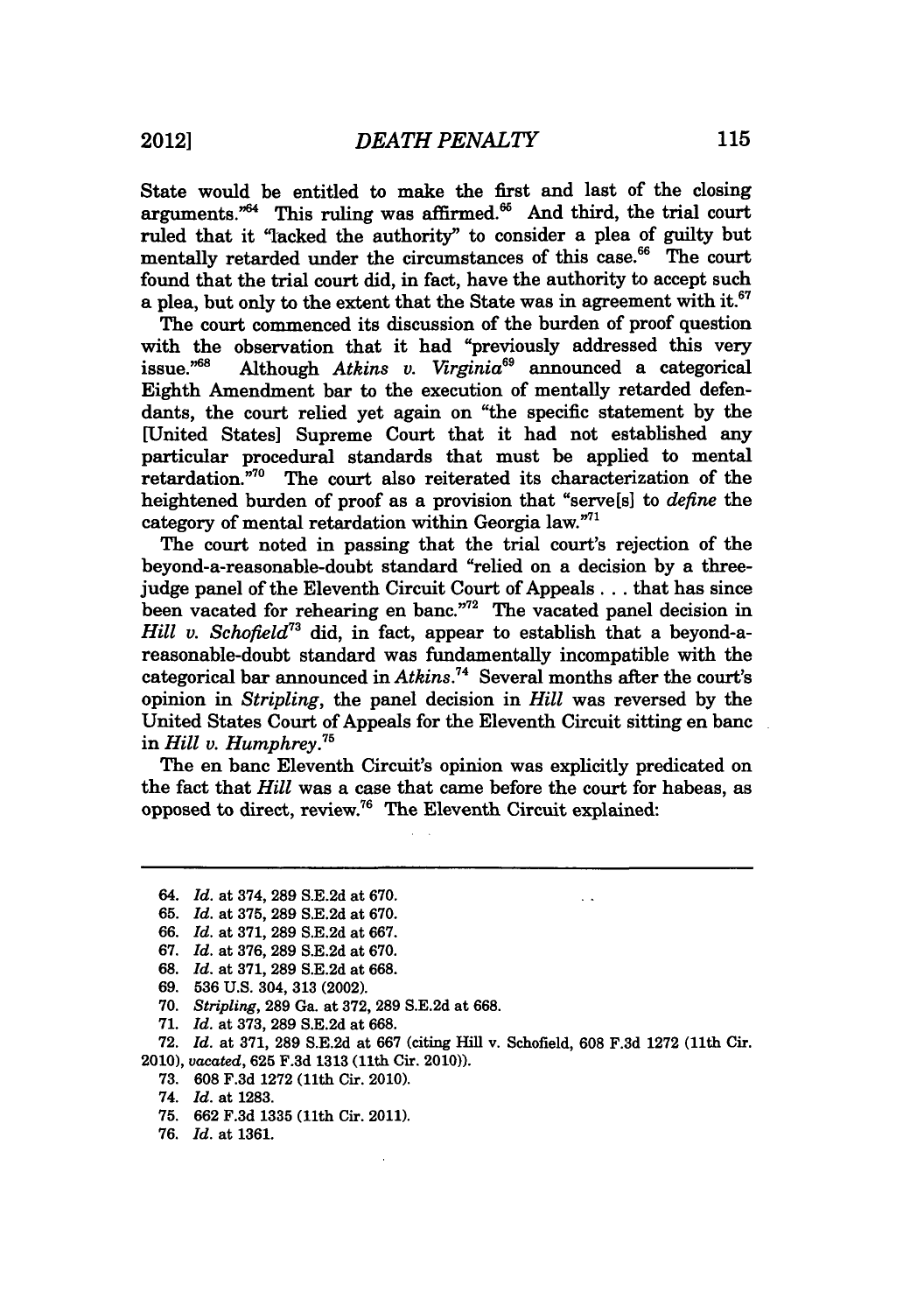State would be entitled to make the first and last of the closing arguments."[64] This ruling was affirmed.[65] And third, the trial court ruled that it "lacked the authority" to consider a plea of guilty but mentally retarded under the circumstances of this case.[66] The court found that the trial court did, in fact, have the authority to accept such a plea, but only to the extent that the State was in agreement with it.[67]

The court commenced its discussion of the burden of proof question with the observation that it had "previously addressed this very issue."[68] Although *Atkins v. Virginia*[69] announced a categorical Eighth Amendment bar to the execution of mentally retarded defendants, the court relied yet again on "the specific statement by the [United States] Supreme Court that it had not established any particular procedural standards that must be applied to mental retardation."[70] The court also reiterated its characterization of the heightened burden of proof as a provision that "serve[s] to *define* the category of mental retardation within Georgia law."[71]

The court noted in passing that the trial court's rejection of the beyond-a-reasonable-doubt standard "relied on a decision by a three-judge panel of the Eleventh Circuit Court of Appeals . . . that has since been vacated for rehearing en banc."[72] The vacated panel decision in *Hill v. Schofield*[73] did, in fact, appear to establish that a beyond-a-reasonable-doubt standard was fundamentally incompatible with the categorical bar announced in *Atkins*.[74] Several months after the court's opinion in *Stripling*, the panel decision in *Hill* was reversed by the United States Court of Appeals for the Eleventh Circuit sitting en banc in *Hill v. Humphrey*.[75]

The en banc Eleventh Circuit's opinion was explicitly predicated on the fact that *Hill* was a case that came before the court for habeas, as opposed to direct, review.[76] The Eleventh Circuit explained:

---

64. *Id.* at 374, 289 S.E.2d at 670.
65. *Id.* at 375, 289 S.E.2d at 670.
66. *Id.* at 371, 289 S.E.2d at 667.
67. *Id.* at 376, 289 S.E.2d at 670.
68. *Id.* at 371, 289 S.E.2d at 668.
69. 536 U.S. 304, 313 (2002).
70. *Stripling*, 289 Ga. at 372, 289 S.E.2d at 668.
71. *Id.* at 373, 289 S.E.2d at 668.
72. *Id.* at 371, 289 S.E.2d at 667 (citing Hill v. Schofield, 608 F.3d 1272 (11th Cir. 2010), *vacated*, 625 F.3d 1313 (11th Cir. 2010)).
73. 608 F.3d 1272 (11th Cir. 2010).
74. *Id.* at 1283.
75. 662 F.3d 1335 (11th Cir. 2011).
76. *Id.* at 1361.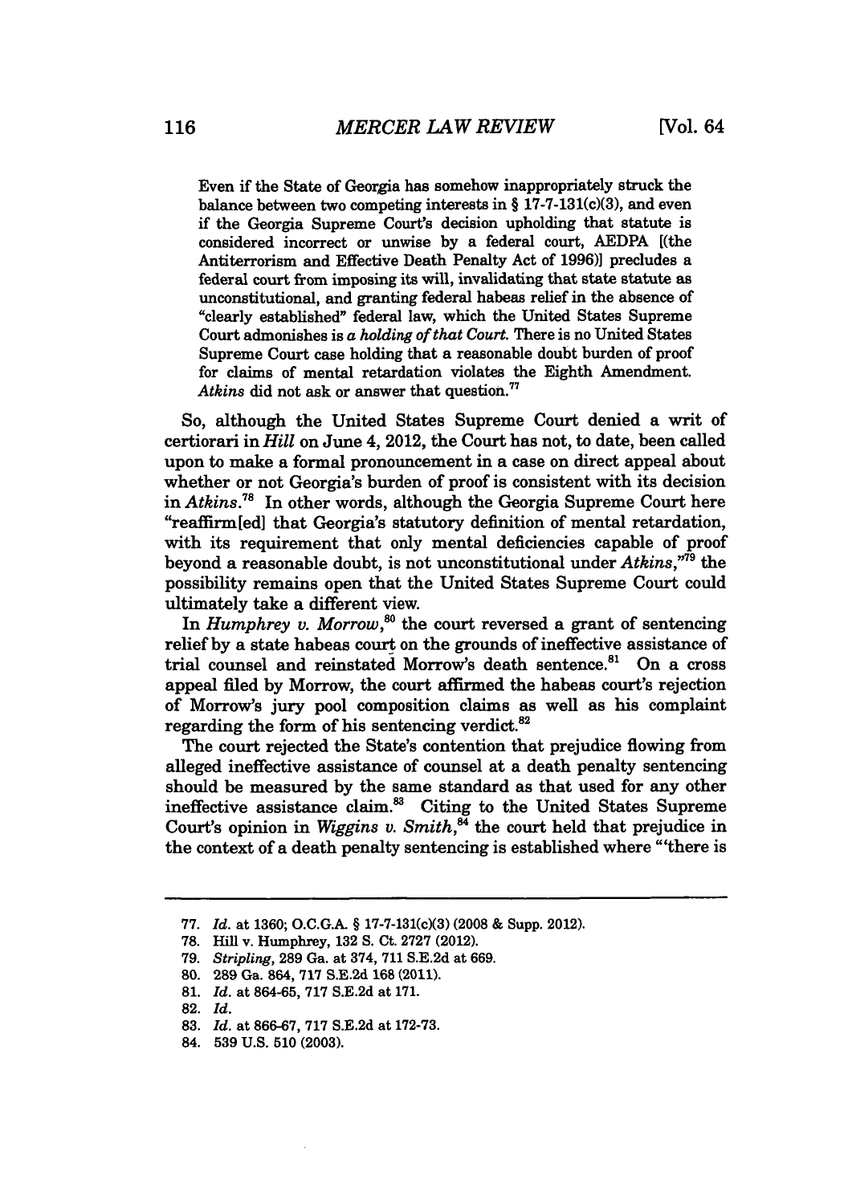> Even if the State of Georgia has somehow inappropriately struck the balance between two competing interests in § 17-7-131(c)(3), and even if the Georgia Supreme Court's decision upholding that statute is considered incorrect or unwise by a federal court, AEDPA [(the Antiterrorism and Effective Death Penalty Act of 1996)] precludes a federal court from imposing its will, invalidating that state statute as unconstitutional, and granting federal habeas relief in the absence of "clearly established" federal law, which the United States Supreme Court admonishes is *a holding of that Court.* There is no United States Supreme Court case holding that a reasonable doubt burden of proof for claims of mental retardation violates the Eighth Amendment. *Atkins* did not ask or answer that question.[77]

So, although the United States Supreme Court denied a writ of certiorari in *Hill* on June 4, 2012, the Court has not, to date, been called upon to make a formal pronouncement in a case on direct appeal about whether or not Georgia's burden of proof is consistent with its decision in *Atkins*.[78] In other words, although the Georgia Supreme Court here "reaffirm[ed] that Georgia's statutory definition of mental retardation, with its requirement that only mental deficiencies capable of proof beyond a reasonable doubt, is not unconstitutional under *Atkins*,"[79] the possibility remains open that the United States Supreme Court could ultimately take a different view.

In *Humphrey v. Morrow*,[80] the court reversed a grant of sentencing relief by a state habeas court on the grounds of ineffective assistance of trial counsel and reinstated Morrow's death sentence.[81] On a cross appeal filed by Morrow, the court affirmed the habeas court's rejection of Morrow's jury pool composition claims as well as his complaint regarding the form of his sentencing verdict.[82]

The court rejected the State's contention that prejudice flowing from alleged ineffective assistance of counsel at a death penalty sentencing should be measured by the same standard as that used for any other ineffective assistance claim.[83] Citing to the United States Supreme Court's opinion in *Wiggins v. Smith*,[84] the court held that prejudice in the context of a death penalty sentencing is established where "'there is

---

77. *Id.* at 1360; O.C.G.A. § 17-7-131(c)(3) (2008 & Supp. 2012).
78. Hill v. Humphrey, 132 S. Ct. 2727 (2012).
79. *Stripling*, 289 Ga. at 374, 711 S.E.2d at 669.
80. 289 Ga. 864, 717 S.E.2d 168 (2011).
81. *Id.* at 864-65, 717 S.E.2d at 171.
82. *Id.*
83. *Id.* at 866-67, 717 S.E.2d at 172-73.
84. 539 U.S. 510 (2003).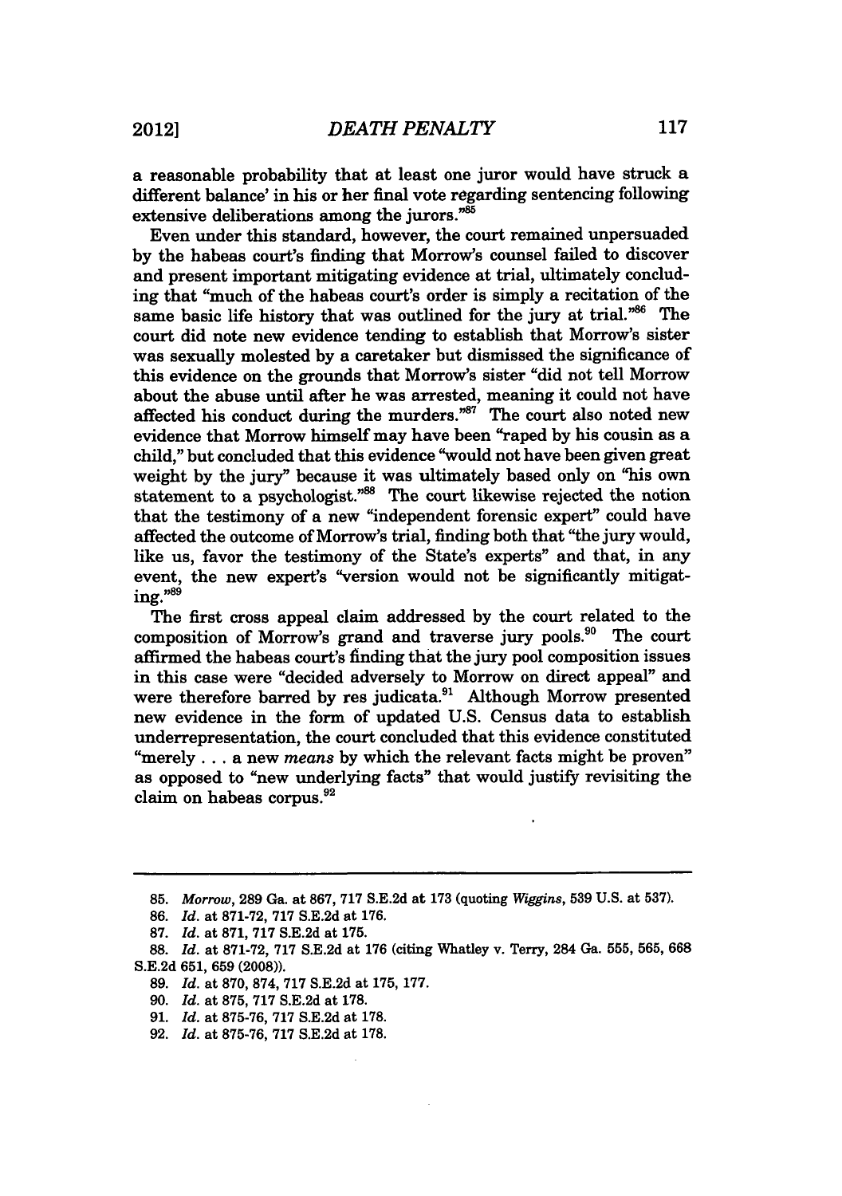a reasonable probability that at least one juror would have struck a different balance' in his or her final vote regarding sentencing following extensive deliberations among the jurors."[85]

Even under this standard, however, the court remained unpersuaded by the habeas court's finding that Morrow's counsel failed to discover and present important mitigating evidence at trial, ultimately concluding that "much of the habeas court's order is simply a recitation of the same basic life history that was outlined for the jury at trial."[86] The court did note new evidence tending to establish that Morrow's sister was sexually molested by a caretaker but dismissed the significance of this evidence on the grounds that Morrow's sister "did not tell Morrow about the abuse until after he was arrested, meaning it could not have affected his conduct during the murders."[87] The court also noted new evidence that Morrow himself may have been "raped by his cousin as a child," but concluded that this evidence "would not have been given great weight by the jury" because it was ultimately based only on "his own statement to a psychologist."[88] The court likewise rejected the notion that the testimony of a new "independent forensic expert" could have affected the outcome of Morrow's trial, finding both that "the jury would, like us, favor the testimony of the State's experts" and that, in any event, the new expert's "version would not be significantly mitigating."[89]

The first cross appeal claim addressed by the court related to the composition of Morrow's grand and traverse jury pools.[90] The court affirmed the habeas court's finding that the jury pool composition issues in this case were "decided adversely to Morrow on direct appeal" and were therefore barred by res judicata.[91] Although Morrow presented new evidence in the form of updated U.S. Census data to establish underrepresentation, the court concluded that this evidence constituted "merely . . . a new *means* by which the relevant facts might be proven" as opposed to "new underlying facts" that would justify revisiting the claim on habeas corpus.[92]

---

85. *Morrow*, 289 Ga. at 867, 717 S.E.2d at 173 (quoting *Wiggins*, 539 U.S. at 537).

86. *Id.* at 871-72, 717 S.E.2d at 176.

87. *Id.* at 871, 717 S.E.2d at 175.

88. *Id.* at 871-72, 717 S.E.2d at 176 (citing Whatley v. Terry, 284 Ga. 555, 565, 668 S.E.2d 651, 659 (2008)).

89. *Id.* at 870, 874, 717 S.E.2d at 175, 177.

90. *Id.* at 875, 717 S.E.2d at 178.

91. *Id.* at 875-76, 717 S.E.2d at 178.

92. *Id.* at 875-76, 717 S.E.2d at 178.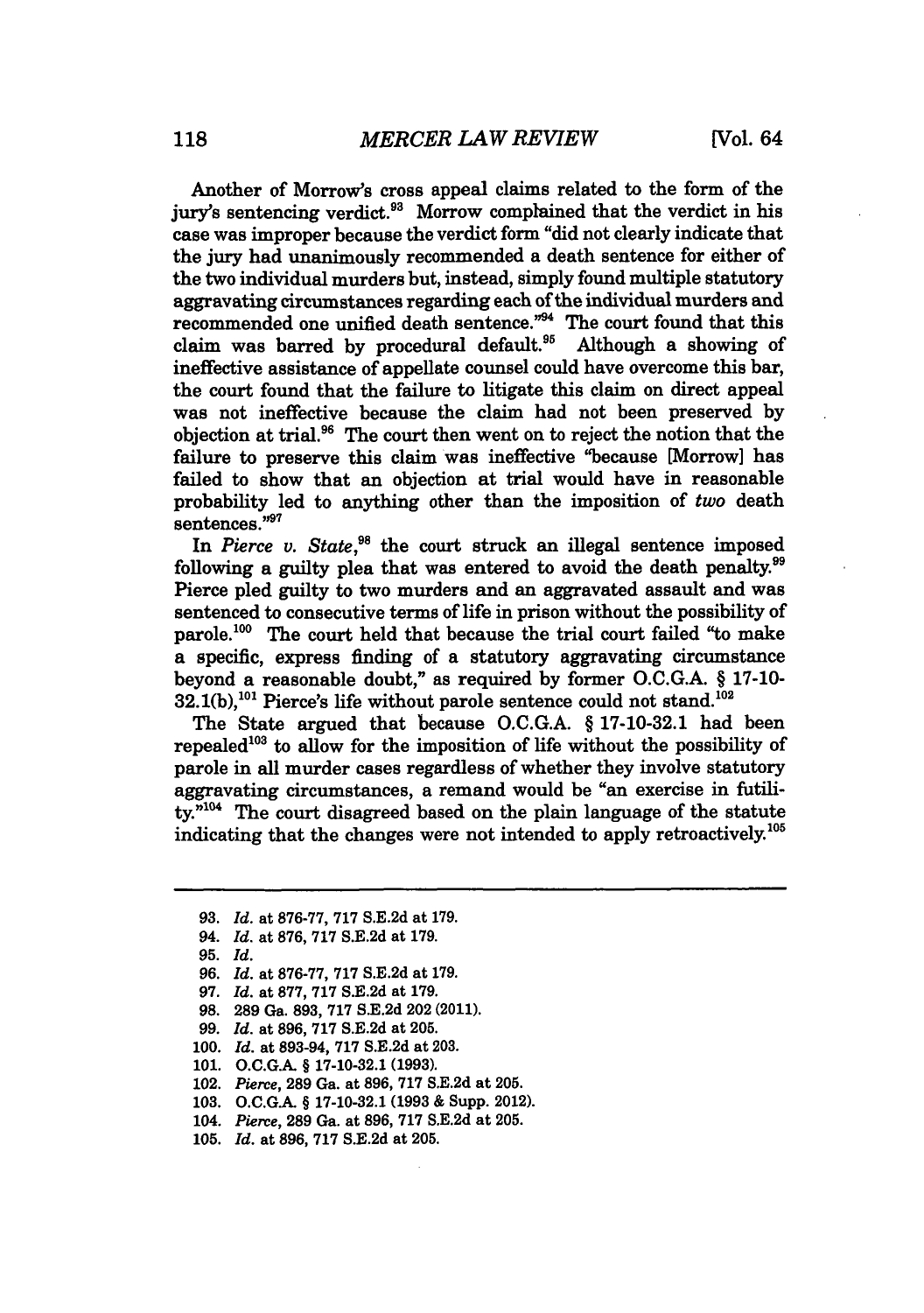Another of Morrow's cross appeal claims related to the form of the jury's sentencing verdict.[93] Morrow complained that the verdict in his case was improper because the verdict form "did not clearly indicate that the jury had unanimously recommended a death sentence for either of the two individual murders but, instead, simply found multiple statutory aggravating circumstances regarding each of the individual murders and recommended one unified death sentence."[94] The court found that this claim was barred by procedural default.[95] Although a showing of ineffective assistance of appellate counsel could have overcome this bar, the court found that the failure to litigate this claim on direct appeal was not ineffective because the claim had not been preserved by objection at trial.[96] The court then went on to reject the notion that the failure to preserve this claim was ineffective "because [Morrow] has failed to show that an objection at trial would have in reasonable probability led to anything other than the imposition of *two* death sentences."[97]

In *Pierce v. State*,[98] the court struck an illegal sentence imposed following a guilty plea that was entered to avoid the death penalty.[99] Pierce pled guilty to two murders and an aggravated assault and was sentenced to consecutive terms of life in prison without the possibility of parole.[100] The court held that because the trial court failed "to make a specific, express finding of a statutory aggravating circumstance beyond a reasonable doubt," as required by former O.C.G.A. § 17-10-32.1(b),[101] Pierce's life without parole sentence could not stand.[102]

The State argued that because O.C.G.A. § 17-10-32.1 had been repealed[103] to allow for the imposition of life without the possibility of parole in all murder cases regardless of whether they involve statutory aggravating circumstances, a remand would be "an exercise in futility."[104] The court disagreed based on the plain language of the statute indicating that the changes were not intended to apply retroactively.[105]

---

93. *Id.* at 876-77, 717 S.E.2d at 179.
94. *Id.* at 876, 717 S.E.2d at 179.
95. *Id.*
96. *Id.* at 876-77, 717 S.E.2d at 179.
97. *Id.* at 877, 717 S.E.2d at 179.
98. 289 Ga. 893, 717 S.E.2d 202 (2011).
99. *Id.* at 896, 717 S.E.2d at 205.
100. *Id.* at 893-94, 717 S.E.2d at 203.
101. O.C.G.A. § 17-10-32.1 (1993).
102. *Pierce*, 289 Ga. at 896, 717 S.E.2d at 205.
103. O.C.G.A. § 17-10-32.1 (1993 & Supp. 2012).
104. *Pierce*, 289 Ga. at 896, 717 S.E.2d at 205.
105. *Id.* at 896, 717 S.E.2d at 205.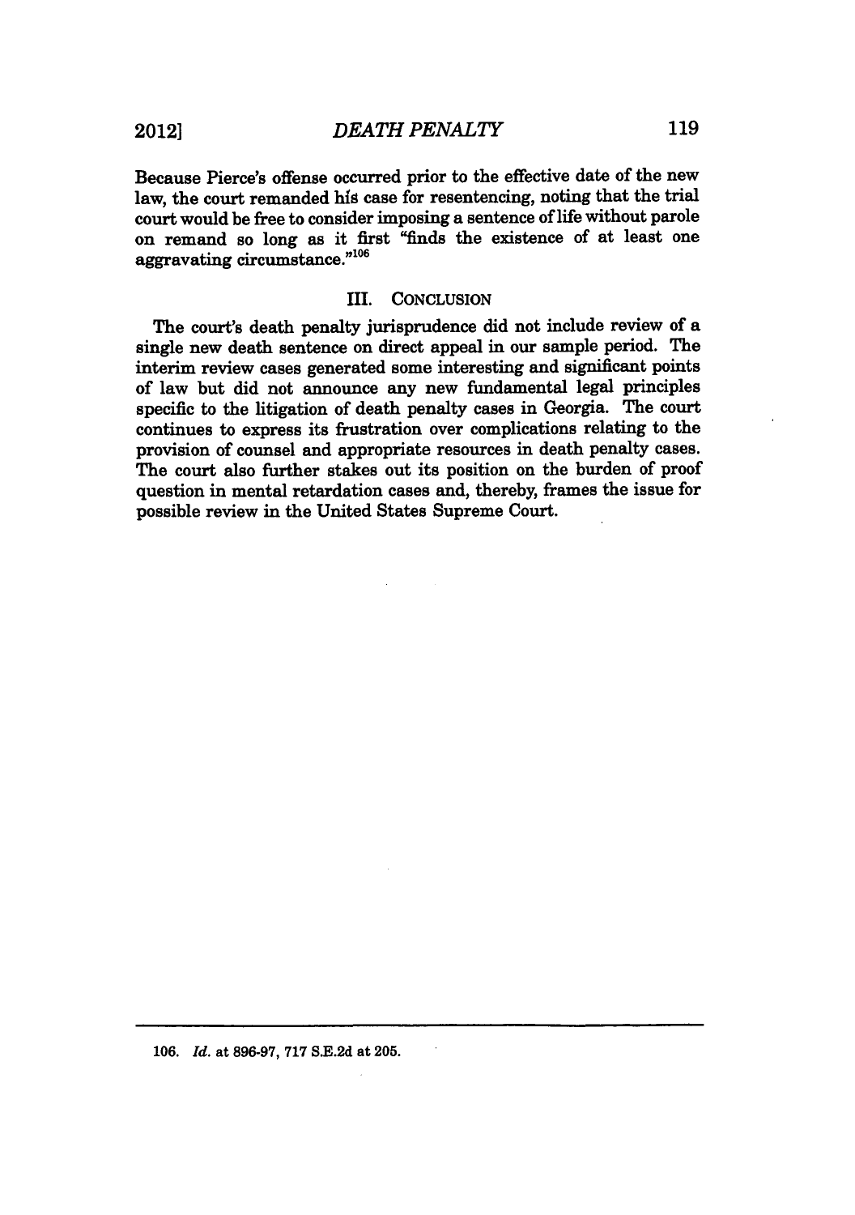Because Pierce's offense occurred prior to the effective date of the new law, the court remanded his case for resentencing, noting that the trial court would be free to consider imposing a sentence of life without parole on remand so long as it first "finds the existence of at least one aggravating circumstance."[106]

## III. CONCLUSION

The court's death penalty jurisprudence did not include review of a single new death sentence on direct appeal in our sample period. The interim review cases generated some interesting and significant points of law but did not announce any new fundamental legal principles specific to the litigation of death penalty cases in Georgia. The court continues to express its frustration over complications relating to the provision of counsel and appropriate resources in death penalty cases. The court also further stakes out its position on the burden of proof question in mental retardation cases and, thereby, frames the issue for possible review in the United States Supreme Court.

---

106. *Id.* at 896-97, 717 S.E.2d at 205.